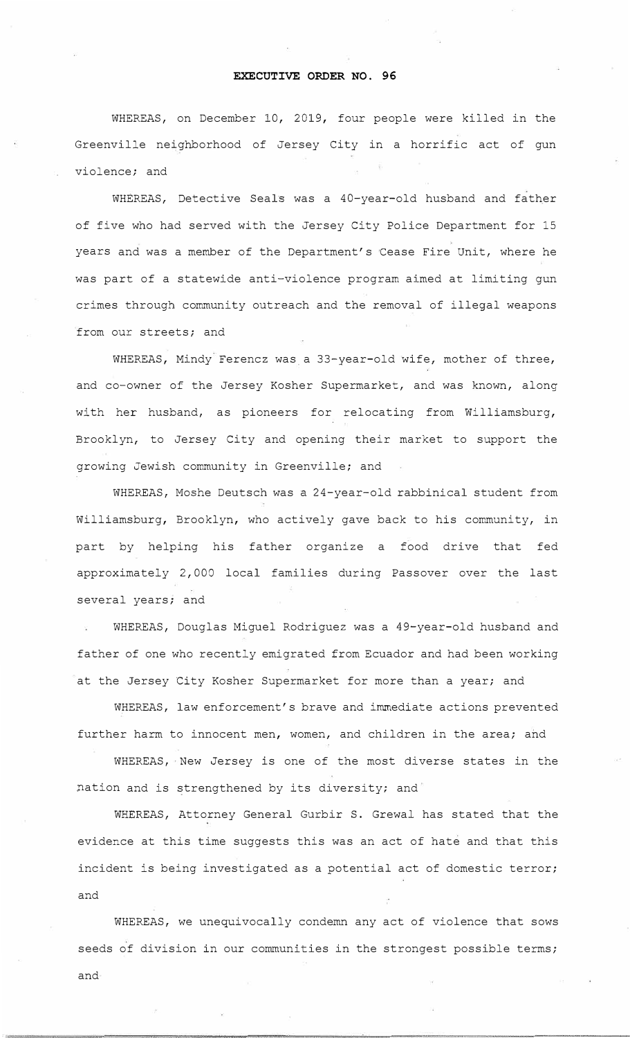# EXECUTIVE ORDER NO. 96

WHEREAS, on December 10, 2019, four people were killed in the Greenville neighborhood of Jersey City in a horrific act of gun violence; and

WHEREAS, Detective Seals was a 40-year-old husband and father of five who had served with the Jersey City Police Department for 15 years and was a member of the Department's Cease Fire Unit, where he was part of a statewide anti-violence program aimed at limiting gun crimes through community outreach and the removal of illegal weapons from our streets; and

WHEREAS, Mindy Ferencz was a 33-year-old wife, mother of three, and co-owner of the Jersey Kosher Supermarket, and was known, along with her husband, as pioneers for relocating from Williamsburg, Brooklyn, to Jersey City and opening their market to support the growing Jewish community in Greenville; and

WHEREAS, Moshe Deutsch was a 24-year-old rabbinical student from Williamsburg, Brooklyn, who actively gave back to his community, in part by helping his father organize a food drive that fed approximately 2,000 local families during Passover over the last several years; and

WHEREAS, Douglas Miguel Rodriguez was a 49-year-old husband and father of one who recently emigrated from Ecuador and had been working at the Jersey City Kosher Supermarket for more than a year; and

WHEREAS, law enforcement's brave and immediate actions prevented further harm to innocent men, women, and children in the area; and

WHEREAS, New Jersey is one of the most diverse states in the nation and is strengthened by its diversity; and

WHEREAS, Attorney General Gurbir S. Grewal has stated that the evidence at this time suggests this was an act of hate and that this incident is being investigated as a potential act of domestic terror; and

WHEREAS, we unequivocally condemn any act of violence that sows seeds of division in our communities in the strongest possible terms; and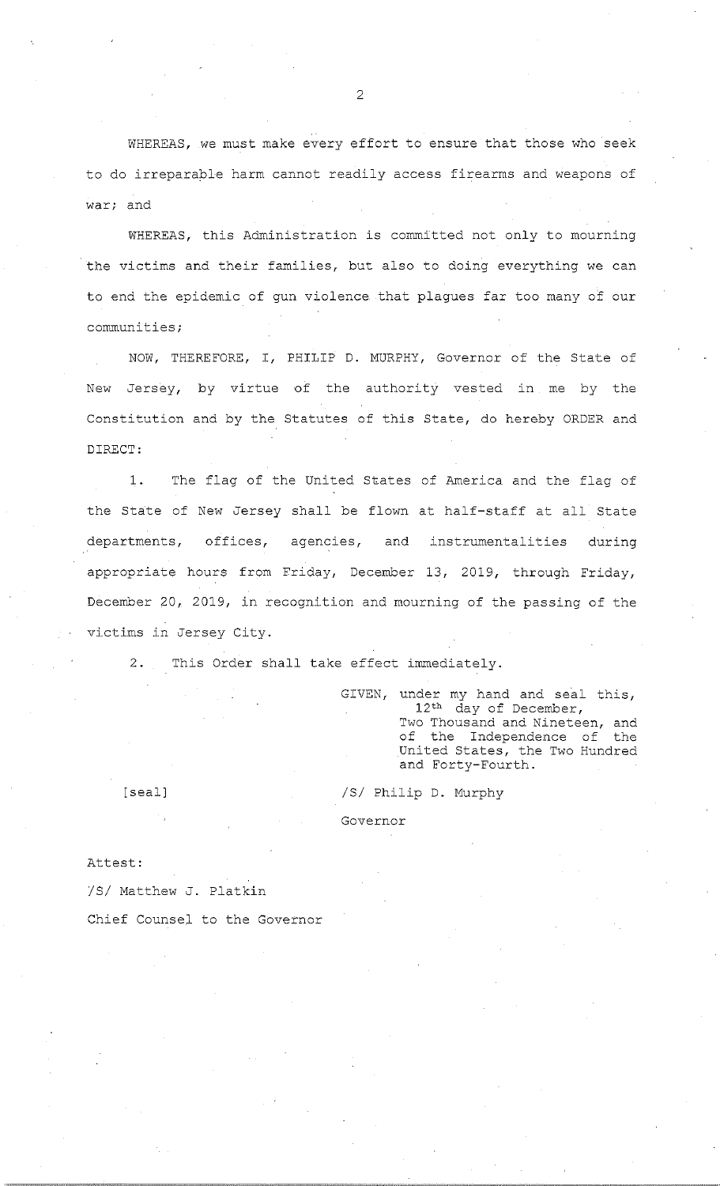WHEREAS, we must make every effort to ensure that those who seek to do irreparable harm cannot readily access firearms and weapons of war; and

WHEREAS, this Administration is committed not only to mourning the victims and their families, but also to doing everything we can to end the epidemic of gun violence that plagues far too many of our communities;

NOW, THEREFORE, I, PHILIP D. MURPHY, Governor of the State of New Jersey, by virtue of the authority vested in me by the Constitution and by the Statutes of this State, do hereby ORDER and DIRECT:

1. The flag of the United States of America and the flag of the State of New Jersey shall be flown at half-staff at all State departments, offices, agencies, and instrumentalities during appropriate hours from Friday, December 13, 2019, through Friday, December 20, 2019, in recognition and mourning of the passing of the victims in Jersey City.

2. This Order shall take effect immediately.

GIVEN, under my hand and seal this, 12th day of December, Two Thousand and Nineteen, and of the Independence of the United States, the Two Hundred and Forty-Fourth.

[seal]

/S/ Philip D. Murphy

Governor

Attest:

/S/ Matthew J. Platkin

Chief Counsel to the Governor